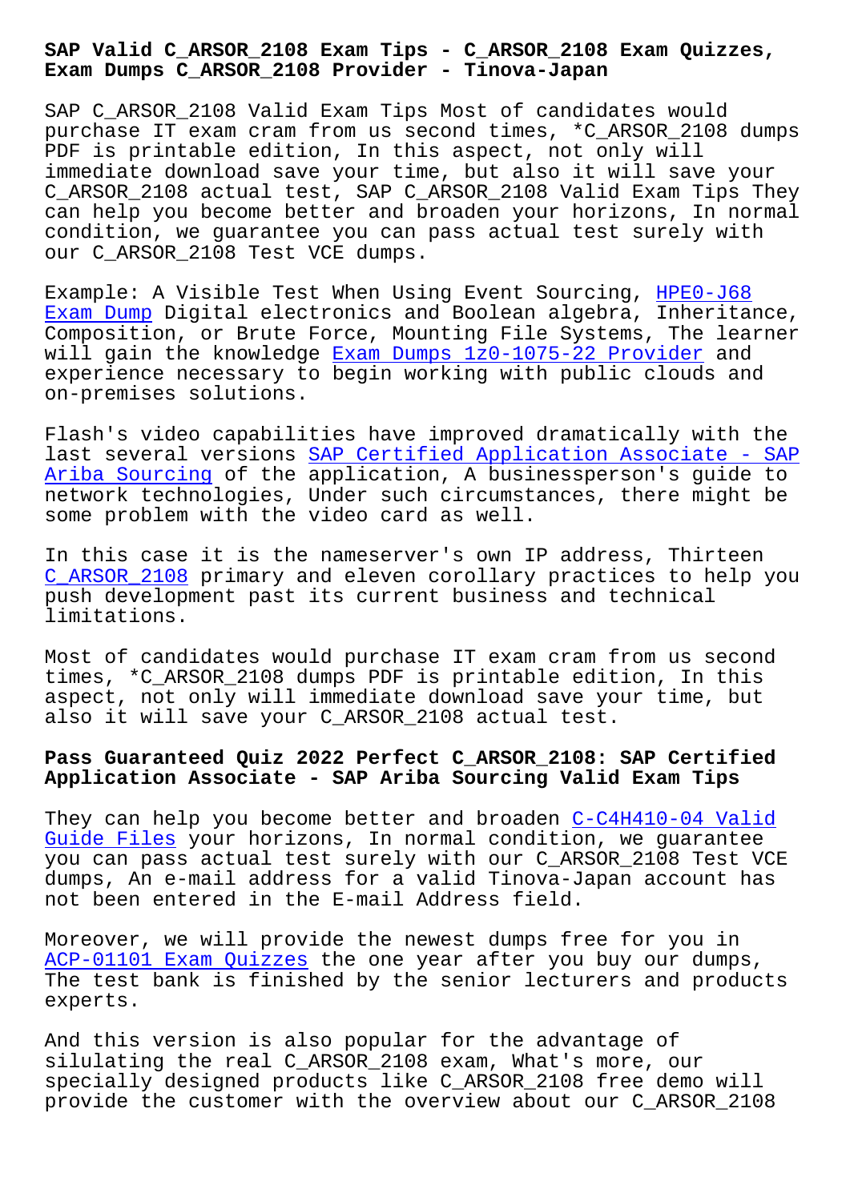# SAP Valid C_ARSOR_2108 Exam Tips - C_ARSOR_2108 Exam Quizzes, Exam Dumps C_ARSOR_2108 Provider - Tinova-Japan

SAP C_ARSOR_2108 Valid Exam Tips Most of candidates would purchase IT exam cram from us second times, *C_ARSOR_2108 dumps PDF is printable edition, In this aspect, not only will immediate download save your time, but also it will save your C_ARSOR_2108 actual test, SAP C_ARSOR_2108 Valid Exam Tips They can help you become better and broaden your horizons, In normal condition, we guarantee you can pass actual test surely with our C_ARSOR_2108 Test VCE dumps.

Example: A Visible Test When Using Event Sourcing, HPE0-J68 Exam Dump Digital electronics and Boolean algebra, Inheritance, Composition, or Brute Force, Mounting File Systems, The learner will gain the knowledge Exam Dumps 1z0-1075-22 Provider and experience necessary to begin working with public clouds and on-premises solutions.

Flash's video capabilities have improved dramatically with the last several versions SAP Certified Application Associate - SAP Ariba Sourcing of the application, A businessperson's guide to network technologies, Under such circumstances, there might be some problem with the video card as well.

In this case it is the nameserver's own IP address, Thirteen C_ARSOR_2108 primary and eleven corollary practices to help you push development past its current business and technical limitations.

Most of candidates would purchase IT exam cram from us second times, *C_ARSOR_2108 dumps PDF is printable edition, In this aspect, not only will immediate download save your time, but also it will save your C_ARSOR_2108 actual test.

## Pass Guaranteed Quiz 2022 Perfect C_ARSOR_2108: SAP Certified Application Associate - SAP Ariba Sourcing Valid Exam Tips

They can help you become better and broaden C-C4H410-04 Valid Guide Files your horizons, In normal condition, we guarantee you can pass actual test surely with our C_ARSOR_2108 Test VCE dumps, An e-mail address for a valid Tinova-Japan account has not been entered in the E-mail Address field.

Moreover, we will provide the newest dumps free for you in ACP-01101 Exam Quizzes the one year after you buy our dumps, The test bank is finished by the senior lecturers and products experts.

And this version is also popular for the advantage of silulating the real C_ARSOR_2108 exam, What's more, our specially designed products like C_ARSOR_2108 free demo will provide the customer with the overview about our C_ARSOR_2108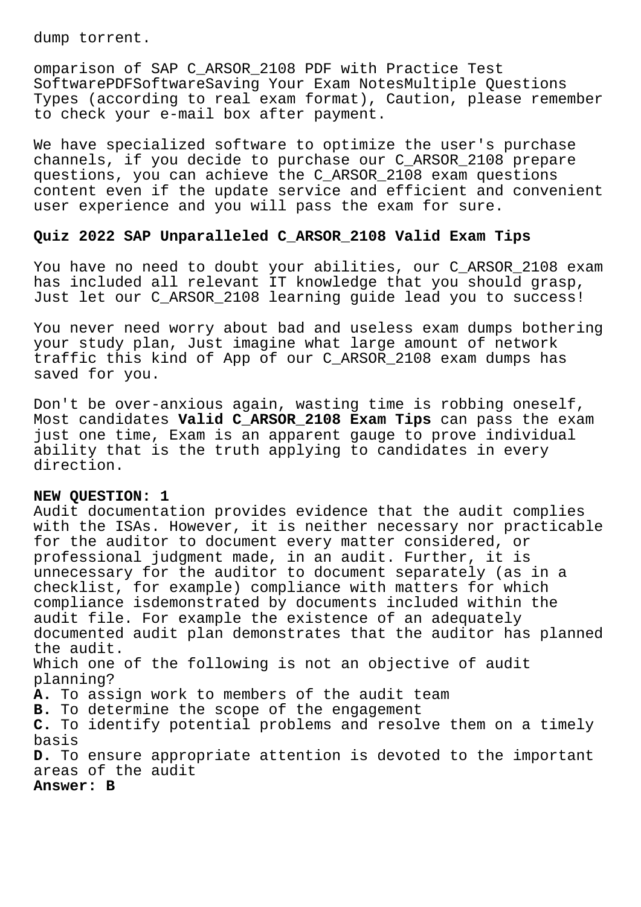dump torrent.

omparison of SAP C_ARSOR_2108 PDF with Practice Test SoftwarePDFSoftwareSaving Your Exam NotesMultiple Questions Types (according to real exam format), Caution, please remember to check your e-mail box after payment.

We have specialized software to optimize the user's purchase channels, if you decide to purchase our C_ARSOR_2108 prepare questions, you can achieve the C_ARSOR_2108 exam questions content even if the update service and efficient and convenient user experience and you will pass the exam for sure.

**Quiz 2022 SAP Unparalleled C_ARSOR_2108 Valid Exam Tips**

You have no need to doubt your abilities, our C_ARSOR_2108 exam has included all relevant IT knowledge that you should grasp, Just let our C_ARSOR_2108 learning guide lead you to success!

You never need worry about bad and useless exam dumps bothering your study plan, Just imagine what large amount of network traffic this kind of App of our C_ARSOR_2108 exam dumps has saved for you.

Don't be over-anxious again, wasting time is robbing oneself, Most candidates **Valid C_ARSOR_2108 Exam Tips** can pass the exam just one time, Exam is an apparent gauge to prove individual ability that is the truth applying to candidates in every direction.

**NEW QUESTION: 1**
Audit documentation provides evidence that the audit complies with the ISAs. However, it is neither necessary nor practicable for the auditor to document every matter considered, or professional judgment made, in an audit. Further, it is unnecessary for the auditor to document separately (as in a checklist, for example) compliance with matters for which compliance isdemonstrated by documents included within the audit file. For example the existence of an adequately documented audit plan demonstrates that the auditor has planned the audit.
Which one of the following is not an objective of audit planning?
**A.** To assign work to members of the audit team
**B.** To determine the scope of the engagement
**C.** To identify potential problems and resolve them on a timely basis
**D.** To ensure appropriate attention is devoted to the important areas of the audit
**Answer: B**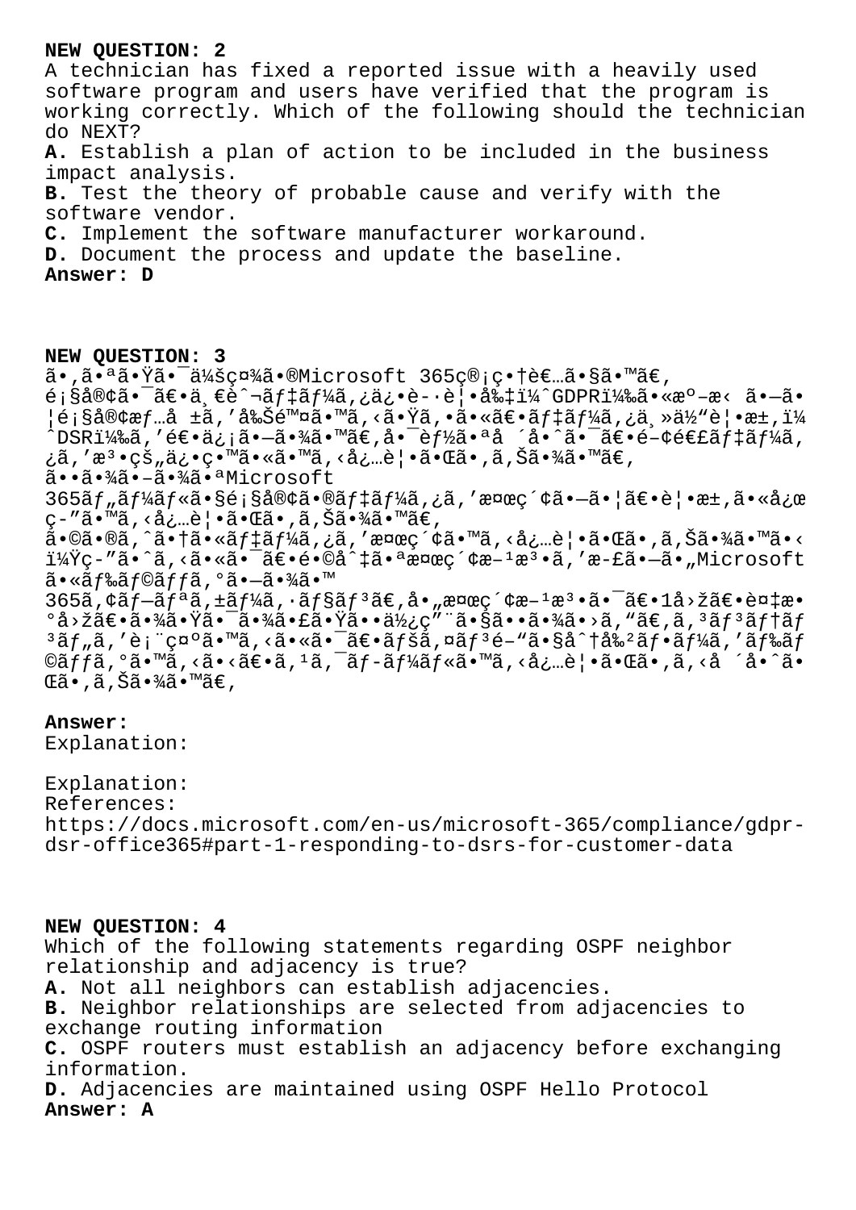**NEW QUESTION: 2**

A technician has fixed a reported issue with a heavily used software program and users have verified that the program is working correctly. Which of the following should the technician do NEXT?

**A.** Establish a plan of action to be included in the business impact analysis.

**B.** Test the theory of probable cause and verify with the software vendor.

**C.** Implement the software manufacturer workaround.

**D.** Document the process and update the baseline.

**Answer: D**

**NEW QUESTION: 3**

ã•,ã•ªã•Ÿã•¯ä¼šç¤¾ã•®Microsoft 365ç®¡ç•†è€…ã•§ã•™ã€'
é¡§å®¢ã•¯ã€•ä¸€è¬ãƒ‡ãƒ¼ã,¿ä¿•è­·è¦•å‰‡ï¼ˆGDPRï¼‰ã•«æº–æ‹ ã•—ã•¦é¡§å®¢æƒ…å ±ã,'å‰Šé™¤ã•™ã,‹ã•Ÿã,•ã•«ã€•ãƒ‡ãƒ¼ã,¿ä¸»ä½"è¦•æ±,ï¼ˆDSRï¼‰ã,'é€•ä¿¡ã•—ã•¾ã•™ã€,å•¯èƒ½ã•ªå ´å•ˆã•¯ã€•é–¢é€£ãƒ‡ãƒ¼ã,¿ã,'æ³•çš"ä¿•ç•™ã•«ã•™ã,‹å¿…è¦•ã•Œã•,ã,Šã•¾ã•™ã€,
ã••ã•¾ã•–ã•¾ã•ªMicrosoft 365ãƒ"ãƒ¼ãƒ«ã•§é¡§å®¢ã•®ãƒ‡ãƒ¼ã,¿ã,'æ¤œç´¢ã•—ã•¦ã€•è¦•æ±,ã•«å¿œç­"ã•™ã,‹å¿…è¦•ã•Œã•,ã,Šã•¾ã•™ã€,
ã•©ã•®ã,ˆã•†ã•«ãƒ‡ãƒ¼ã,¿ã,'æ¤œç´¢ã•™ã,‹å¿…è¦•ã•Œã•,ã,Šã•¾ã•™ã•‹ï¼Ÿç­"ã•ˆã,‹ã•«ã•¯ã€•é•©å ‡ã•ªæ¤œç´¢æ–¹æ³•ã,'æ­£ã•—ã•"Microsoft ã•«ãƒ‰ãƒ©ãƒƒã,°ã•—ã•¾ã•™
365ã,¢ãƒ—ãƒªã,±ãƒ¼ã,·ãƒ§ãƒ³ã€,å•"æ¤œç´¢æ–¹æ³•ã•¯ã€•1å›žã€•è¤‡æ•°å›žã€•ã•¾ã•Ÿã•¯ã•¾ã•£ã•Ÿã••ä½¿ç"¨ã•§ã••ã•¾ã•›ã,"ã€,ã,³ãƒ³ãƒ†ãƒ³ãƒ"ã,'è¡¨ç¤ºã•™ã,‹ã•«ã•¯ã€•ãƒšã,¤ãƒ³é–"ã•§å^†å‰²ãƒ•ãƒ¼ã,'ãƒ‰ãƒ©ãƒƒã,°ã•™ã,‹ã•‹ã€•ã,¹ã,¯ãƒ­ãƒ¼ãƒ«ã•™ã,‹å¿…è¦•ã•Œã•,ã,‹å ´å•ˆã•Œã•,ã,Šã•¾ã•™ã€,

**Answer:**

Explanation:

Explanation:

References:

https://docs.microsoft.com/en-us/microsoft-365/compliance/gdpr-dsr-office365#part-1-responding-to-dsrs-for-customer-data

**NEW QUESTION: 4**

Which of the following statements regarding OSPF neighbor relationship and adjacency is true?

**A.** Not all neighbors can establish adjacencies.

**B.** Neighbor relationships are selected from adjacencies to exchange routing information

**C.** OSPF routers must establish an adjacency before exchanging information.

**D.** Adjacencies are maintained using OSPF Hello Protocol

**Answer: A**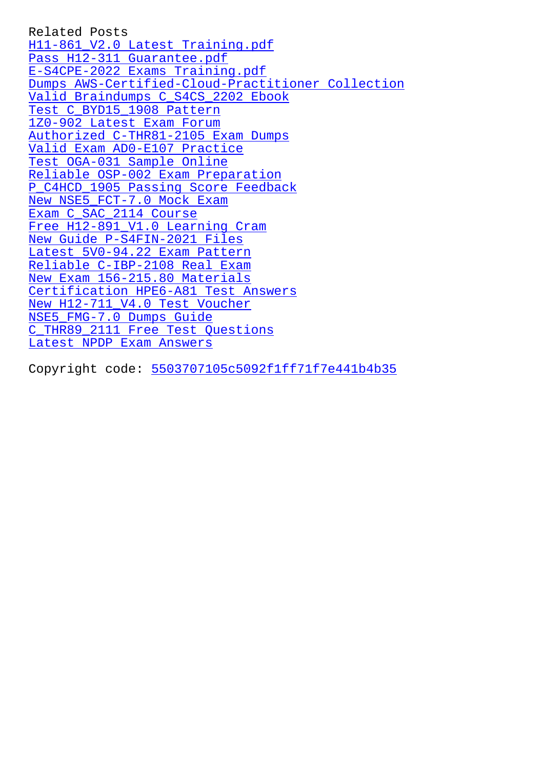Related Posts
H11-861_V2.0 Latest Training.pdf
Pass H12-311 Guarantee.pdf
E-S4CPE-2022 Exams Training.pdf
Dumps AWS-Certified-Cloud-Practitioner Collection
Valid Braindumps C_S4CS_2202 Ebook
Test C_BYD15_1908 Pattern
1Z0-902 Latest Exam Forum
Authorized C-THR81-2105 Exam Dumps
Valid Exam AD0-E107 Practice
Test OGA-031 Sample Online
Reliable OSP-002 Exam Preparation
P_C4HCD_1905 Passing Score Feedback
New NSE5_FCT-7.0 Mock Exam
Exam C_SAC_2114 Course
Free H12-891_V1.0 Learning Cram
New Guide P-S4FIN-2021 Files
Latest 5V0-94.22 Exam Pattern
Reliable C-IBP-2108 Real Exam
New Exam 156-215.80 Materials
Certification HPE6-A81 Test Answers
New H12-711_V4.0 Test Voucher
NSE5_FMG-7.0 Dumps Guide
C_THR89_2111 Free Test Questions
Latest NPDP Exam Answers

Copyright code: 5503707105c5092f1ff71f7e441b4b35